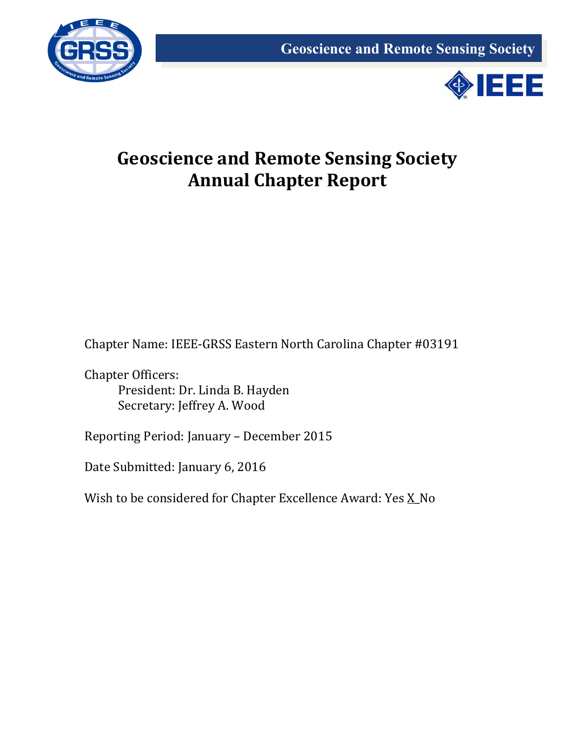Geoscience and Remote Sensing Society

# Geoscience and Remote Sensing Society
# Annual Chapter Report

Chapter Name: IEEE-GRSS Eastern North Carolina Chapter #03191

Chapter Officers:
- President: Dr. Linda B. Hayden
- Secretary: Jeffrey A. Wood

Reporting Period: January – December 2015

Date Submitted: January 6, 2016

Wish to be considered for Chapter Excellence Award: Yes X_No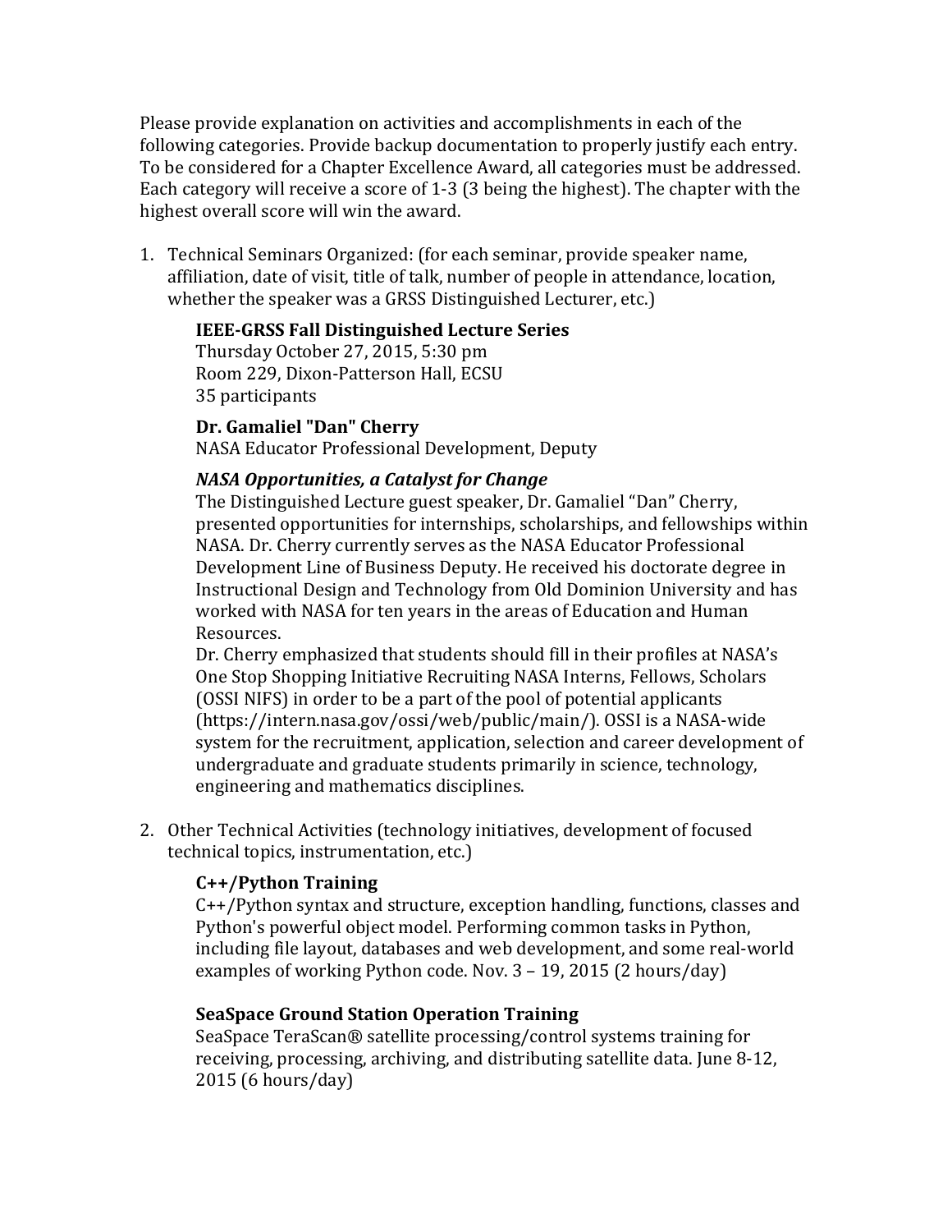Please provide explanation on activities and accomplishments in each of the following categories. Provide backup documentation to properly justify each entry. To be considered for a Chapter Excellence Award, all categories must be addressed. Each category will receive a score of 1-3 (3 being the highest). The chapter with the highest overall score will win the award.

1. Technical Seminars Organized: (for each seminar, provide speaker name, affiliation, date of visit, title of talk, number of people in attendance, location, whether the speaker was a GRSS Distinguished Lecturer, etc.)

   **IEEE-GRSS Fall Distinguished Lecture Series**
   Thursday October 27, 2015, 5:30 pm
   Room 229, Dixon-Patterson Hall, ECSU
   35 participants

   **Dr. Gamaliel "Dan" Cherry**
   NASA Educator Professional Development, Deputy

   ***NASA Opportunities, a Catalyst for Change***
   The Distinguished Lecture guest speaker, Dr. Gamaliel "Dan" Cherry, presented opportunities for internships, scholarships, and fellowships within NASA. Dr. Cherry currently serves as the NASA Educator Professional Development Line of Business Deputy. He received his doctorate degree in Instructional Design and Technology from Old Dominion University and has worked with NASA for ten years in the areas of Education and Human Resources.
   Dr. Cherry emphasized that students should fill in their profiles at NASA's One Stop Shopping Initiative Recruiting NASA Interns, Fellows, Scholars (OSSI NIFS) in order to be a part of the pool of potential applicants (https://intern.nasa.gov/ossi/web/public/main/). OSSI is a NASA-wide system for the recruitment, application, selection and career development of undergraduate and graduate students primarily in science, technology, engineering and mathematics disciplines.

2. Other Technical Activities (technology initiatives, development of focused technical topics, instrumentation, etc.)

   **C++/Python Training**
   C++/Python syntax and structure, exception handling, functions, classes and Python's powerful object model. Performing common tasks in Python, including file layout, databases and web development, and some real-world examples of working Python code. Nov. 3 – 19, 2015 (2 hours/day)

   **SeaSpace Ground Station Operation Training**
   SeaSpace TeraScan® satellite processing/control systems training for receiving, processing, archiving, and distributing satellite data. June 8-12, 2015 (6 hours/day)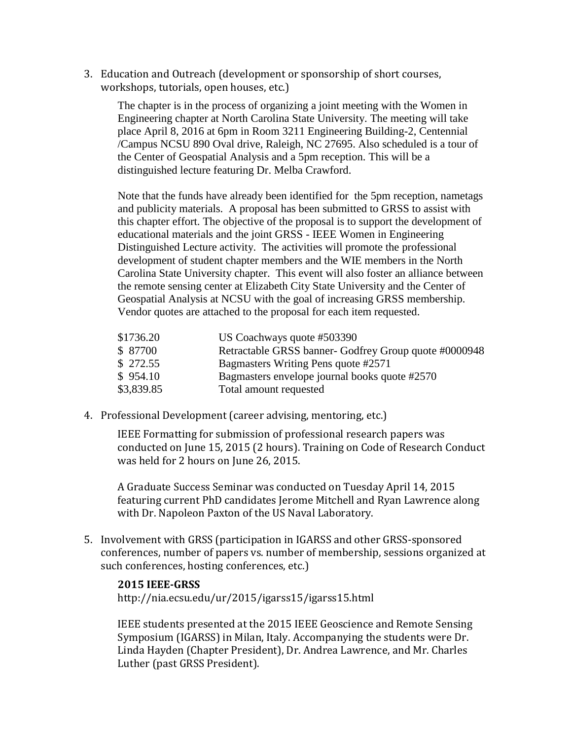3. Education and Outreach (development or sponsorship of short courses, workshops, tutorials, open houses, etc.)

   The chapter is in the process of organizing a joint meeting with the Women in Engineering chapter at North Carolina State University. The meeting will take place April 8, 2016 at 6pm in Room 3211 Engineering Building-2, Centennial /Campus NCSU 890 Oval drive, Raleigh, NC 27695. Also scheduled is a tour of the Center of Geospatial Analysis and a 5pm reception. This will be a distinguished lecture featuring Dr. Melba Crawford.

   Note that the funds have already been identified for the 5pm reception, nametags and publicity materials. A proposal has been submitted to GRSS to assist with this chapter effort. The objective of the proposal is to support the development of educational materials and the joint GRSS - IEEE Women in Engineering Distinguished Lecture activity. The activities will promote the professional development of student chapter members and the WIE members in the North Carolina State University chapter. This event will also foster an alliance between the remote sensing center at Elizabeth City State University and the Center of Geospatial Analysis at NCSU with the goal of increasing GRSS membership. Vendor quotes are attached to the proposal for each item requested.

   | | |
   |---|---|
   | $1736.20 | US Coachways quote #503390 |
   | $ 87700 | Retractable GRSS banner- Godfrey Group quote #0000948 |
   | $ 272.55 | Bagmasters Writing Pens quote #2571 |
   | $ 954.10 | Bagmasters envelope journal books quote #2570 |
   | $3,839.85 | Total amount requested |

4. Professional Development (career advising, mentoring, etc.)

   IEEE Formatting for submission of professional research papers was conducted on June 15, 2015 (2 hours). Training on Code of Research Conduct was held for 2 hours on June 26, 2015.

   A Graduate Success Seminar was conducted on Tuesday April 14, 2015 featuring current PhD candidates Jerome Mitchell and Ryan Lawrence along with Dr. Napoleon Paxton of the US Naval Laboratory.

5. Involvement with GRSS (participation in IGARSS and other GRSS-sponsored conferences, number of papers vs. number of membership, sessions organized at such conferences, hosting conferences, etc.)

   **2015 IEEE-GRSS**
   http://nia.ecsu.edu/ur/2015/igarss15/igarss15.html

   IEEE students presented at the 2015 IEEE Geoscience and Remote Sensing Symposium (IGARSS) in Milan, Italy. Accompanying the students were Dr. Linda Hayden (Chapter President), Dr. Andrea Lawrence, and Mr. Charles Luther (past GRSS President).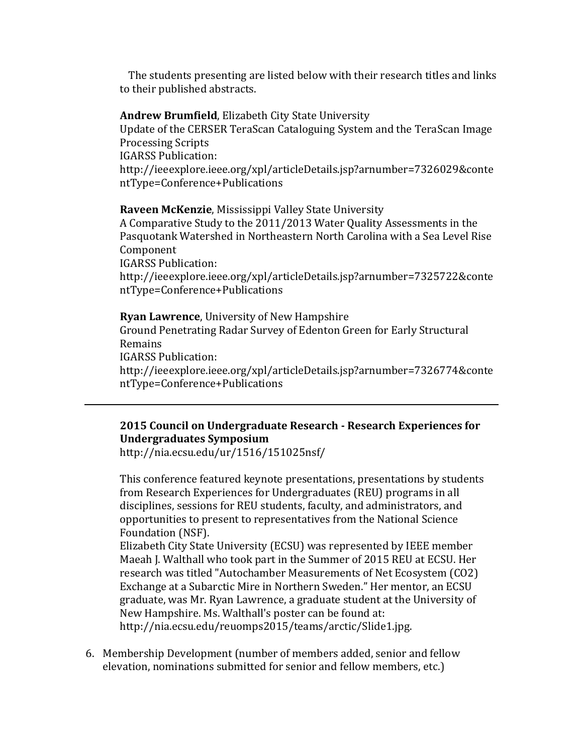The students presenting are listed below with their research titles and links to their published abstracts.

**Andrew Brumfield**, Elizabeth City State University
Update of the CERSER TeraScan Cataloguing System and the TeraScan Image Processing Scripts
IGARSS Publication:
http://ieeexplore.ieee.org/xpl/articleDetails.jsp?arnumber=7326029&contentType=Conference+Publications

**Raveen McKenzie**, Mississippi Valley State University
A Comparative Study to the 2011/2013 Water Quality Assessments in the Pasquotank Watershed in Northeastern North Carolina with a Sea Level Rise Component
IGARSS Publication:
http://ieeexplore.ieee.org/xpl/articleDetails.jsp?arnumber=7325722&contentType=Conference+Publications

**Ryan Lawrence**, University of New Hampshire
Ground Penetrating Radar Survey of Edenton Green for Early Structural Remains
IGARSS Publication:
http://ieeexplore.ieee.org/xpl/articleDetails.jsp?arnumber=7326774&contentType=Conference+Publications

---

**2015 Council on Undergraduate Research - Research Experiences for Undergraduates Symposium**
http://nia.ecsu.edu/ur/1516/151025nsf/

This conference featured keynote presentations, presentations by students from Research Experiences for Undergraduates (REU) programs in all disciplines, sessions for REU students, faculty, and administrators, and opportunities to present to representatives from the National Science Foundation (NSF).
Elizabeth City State University (ECSU) was represented by IEEE member Maeah J. Walthall who took part in the Summer of 2015 REU at ECSU. Her research was titled "Autochamber Measurements of Net Ecosystem ($CO_2$) Exchange at a Subarctic Mire in Northern Sweden." Her mentor, an ECSU graduate, was Mr. Ryan Lawrence, a graduate student at the University of New Hampshire. Ms. Walthall's poster can be found at: http://nia.ecsu.edu/reuomps2015/teams/arctic/Slide1.jpg.

6. Membership Development (number of members added, senior and fellow elevation, nominations submitted for senior and fellow members, etc.)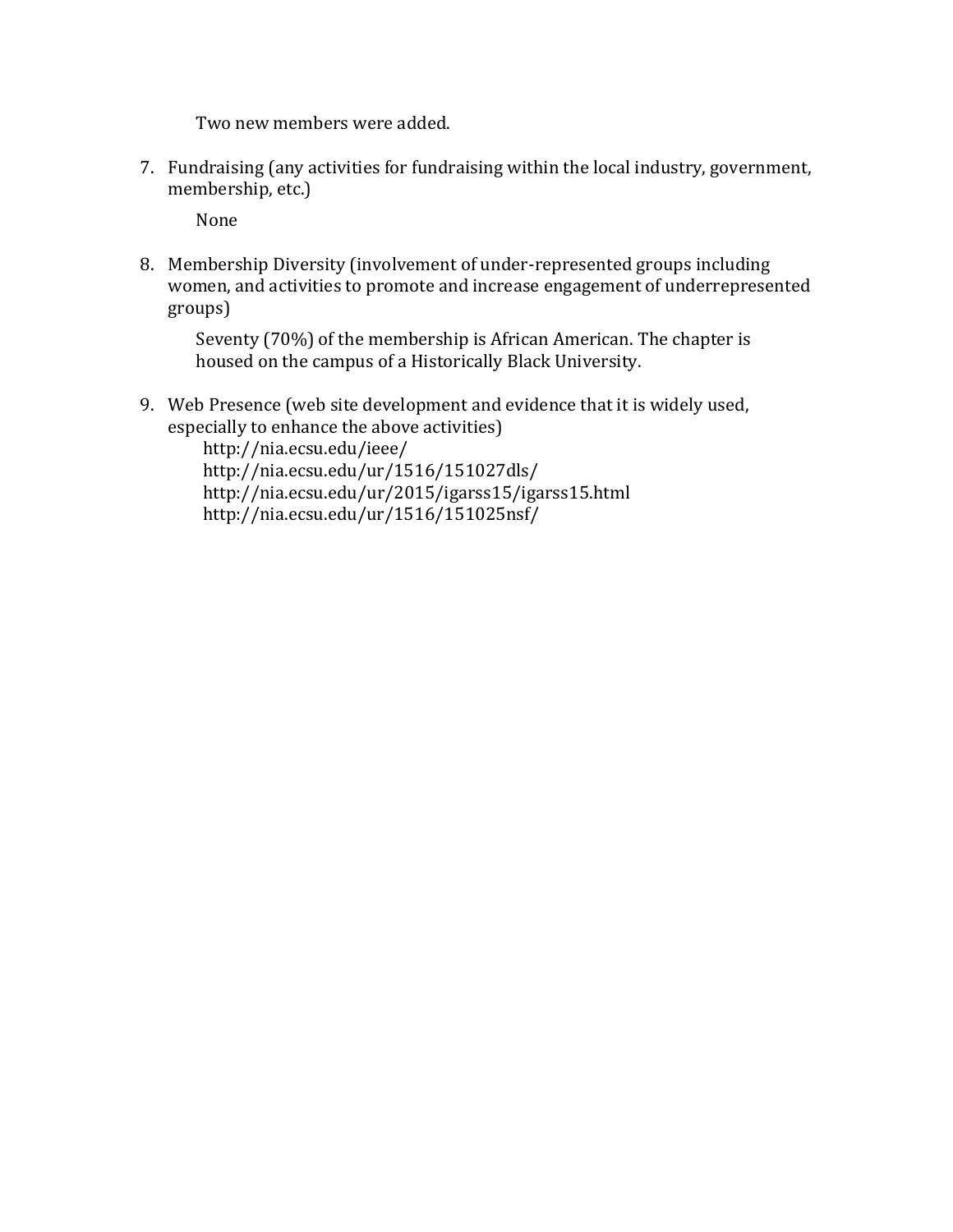Two new members were added.

7. Fundraising (any activities for fundraising within the local industry, government, membership, etc.)

   None

8. Membership Diversity (involvement of under-represented groups including women, and activities to promote and increase engagement of underrepresented groups)

   Seventy (70%) of the membership is African American. The chapter is housed on the campus of a Historically Black University.

9. Web Presence (web site development and evidence that it is widely used, especially to enhance the above activities)

   http://nia.ecsu.edu/ieee/
   http://nia.ecsu.edu/ur/1516/151027dls/
   http://nia.ecsu.edu/ur/2015/igarss15/igarss15.html
   http://nia.ecsu.edu/ur/1516/151025nsf/